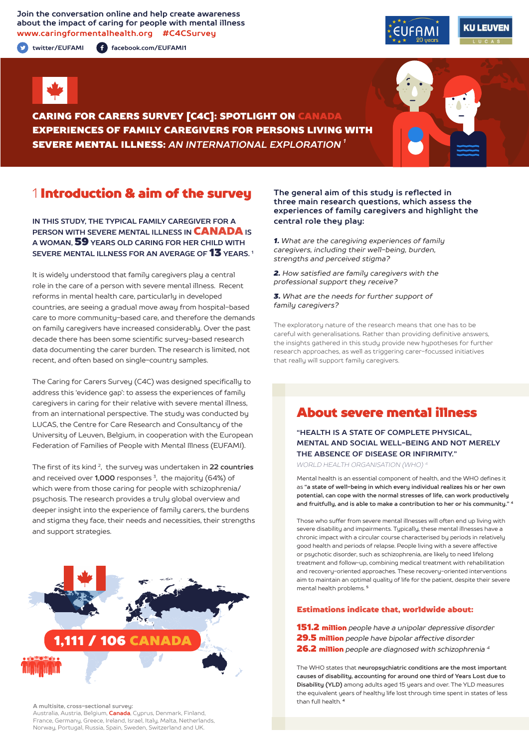Join the conversation online and help create awareness about the impact of caring for people with mental illness
www.caringformentalhealth.org #C4CSurvey

twitter/EUFAMI facebook.com/EUFAMI1

# CARING FOR CARERS SURVEY [C4C]: SPOTLIGHT ON CANADA EXPERIENCES OF FAMILY CAREGIVERS FOR PERSONS LIVING WITH SEVERE MENTAL ILLNESS: *AN INTERNATIONAL EXPLORATION* [1]

## 1 Introduction & aim of the survey

**IN THIS STUDY, THE TYPICAL FAMILY CAREGIVER FOR A PERSON WITH SEVERE MENTAL ILLNESS IN CANADA IS A WOMAN, 59 YEARS OLD CARING FOR HER CHILD WITH SEVERE MENTAL ILLNESS FOR AN AVERAGE OF 13 YEARS.** [1]

It is widely understood that family caregivers play a central role in the care of a person with severe mental illness. Recent reforms in mental health care, particularly in developed countries, are seeing a gradual move away from hospital-based care to more community-based care, and therefore the demands on family caregivers have increased considerably. Over the past decade there has been some scientific survey-based research data documenting the carer burden. The research is limited, not recent, and often based on single-country samples.

The Caring for Carers Survey (C4C) was designed specifically to address this 'evidence gap': to assess the experiences of family caregivers in caring for their relative with severe mental illness, from an international perspective. The study was conducted by LUCAS, the Centre for Care Research and Consultancy of the University of Leuven, Belgium, in cooperation with the European Federation of Families of People with Mental Illness (EUFAMI).

The first of its kind [2], the survey was undertaken in **22 countries** and received over **1,000** responses [3], the majority (64%) of which were from those caring for people with schizophrenia/psychosis. The research provides a truly global overview and deeper insight into the experience of family carers, the burdens and stigma they face, their needs and necessities, their strengths and support strategies.

**1,111 / 106 CANADA**

**A multisite, cross-sectional survey:**
Australia, Austria, Belgium, **Canada**, Cyprus, Denmark, Finland, France, Germany, Greece, Ireland, Israel, Italy, Malta, Netherlands, Norway, Portugal, Russia, Spain, Sweden, Switzerland and UK.

**The general aim of this study is reflected in three main research questions, which assess the experiences of family caregivers and highlight the central role they play:**

***1.*** *What are the caregiving experiences of family caregivers, including their well-being, burden, strengths and perceived stigma?*

***2.*** *How satisfied are family caregivers with the professional support they receive?*

***3.*** *What are the needs for further support of family caregivers?*

The exploratory nature of the research means that one has to be careful with generalisations. Rather than providing definitive answers, the insights gathered in this study provide new hypotheses for further research approaches, as well as triggering carer-focussed initiatives that really will support family caregivers.

## About severe mental illness

**"HEALTH IS A STATE OF COMPLETE PHYSICAL, MENTAL AND SOCIAL WELL-BEING AND NOT MERELY THE ABSENCE OF DISEASE OR INFIRMITY."**
WORLD HEALTH ORGANISATION (WHO) [4]

Mental health is an essential component of health, and the WHO defines it as **"a state of well-being in which every individual realizes his or her own potential, can cope with the normal stresses of life, can work productively and fruitfully, and is able to make a contribution to her or his community."** [4]

Those who suffer from severe mental illnesses will often end up living with severe disability and impairments. Typically, these mental illnesses have a chronic impact with a circular course characterised by periods in relatively good health and periods of relapse. People living with a severe affective or psychotic disorder, such as schizophrenia, are likely to need lifelong treatment and follow-up, combining medical treatment with rehabilitation and recovery-oriented approaches. These recovery-oriented interventions aim to maintain an optimal quality of life for the patient, despite their severe mental health problems. [5]

### Estimations indicate that, worldwide about:

**151.2 million** *people have a unipolar depressive disorder*
**29.5 million** *people have bipolar affective disorder*
**26.2 million** *people are diagnosed with schizophrenia* [4]

The WHO states that **neuropsychiatric conditions are the most important causes of disability, accounting for around one third of Years Lost due to Disability (YLD)** among adults aged 15 years and over. The YLD measures the equivalent years of healthy life lost through time spent in states of less than full health. [4]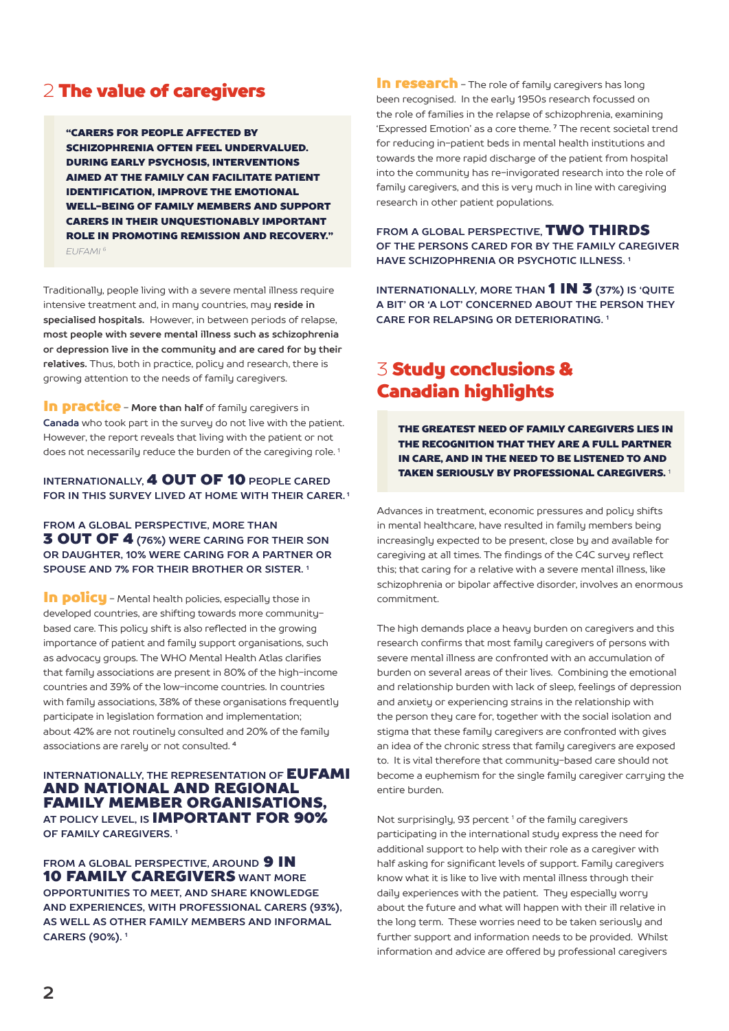## 2 The value of caregivers

> **"CARERS FOR PEOPLE AFFECTED BY SCHIZOPHRENIA OFTEN FEEL UNDERVALUED. DURING EARLY PSYCHOSIS, INTERVENTIONS AIMED AT THE FAMILY CAN FACILITATE PATIENT IDENTIFICATION, IMPROVE THE EMOTIONAL WELL-BEING OF FAMILY MEMBERS AND SUPPORT CARERS IN THEIR UNQUESTIONABLY IMPORTANT ROLE IN PROMOTING REMISSION AND RECOVERY."**
> *EUFAMI [6]*

Traditionally, people living with a severe mental illness require intensive treatment and, in many countries, may **reside in specialised hospitals.** However, in between periods of relapse, **most people with severe mental illness such as schizophrenia or depression live in the community and are cared for by their relatives.** Thus, both in practice, policy and research, there is growing attention to the needs of family caregivers.

**In practice** – **More than half** of family caregivers in **Canada** who took part in the survey do not live with the patient. However, the report reveals that living with the patient or not does not necessarily reduce the burden of the caregiving role. [1]

**INTERNATIONALLY, 4 OUT OF 10 PEOPLE CARED FOR IN THIS SURVEY LIVED AT HOME WITH THEIR CARER.** [1]

**FROM A GLOBAL PERSPECTIVE, MORE THAN 3 OUT OF 4 (76%) WERE CARING FOR THEIR SON OR DAUGHTER, 10% WERE CARING FOR A PARTNER OR SPOUSE AND 7% FOR THEIR BROTHER OR SISTER.** [1]

**In policy** – Mental health policies, especially those in developed countries, are shifting towards more community-based care. This policy shift is also reflected in the growing importance of patient and family support organisations, such as advocacy groups. The WHO Mental Health Atlas clarifies that family associations are present in 80% of the high-income countries and 39% of the low-income countries. In countries with family associations, 38% of these organisations frequently participate in legislation formation and implementation; about 42% are not routinely consulted and 20% of the family associations are rarely or not consulted. [4]

**INTERNATIONALLY, THE REPRESENTATION OF EUFAMI AND NATIONAL AND REGIONAL FAMILY MEMBER ORGANISATIONS, AT POLICY LEVEL, IS IMPORTANT FOR 90% OF FAMILY CAREGIVERS.** [1]

**FROM A GLOBAL PERSPECTIVE, AROUND 9 IN 10 FAMILY CAREGIVERS WANT MORE OPPORTUNITIES TO MEET, AND SHARE KNOWLEDGE AND EXPERIENCES, WITH PROFESSIONAL CARERS (93%), AS WELL AS OTHER FAMILY MEMBERS AND INFORMAL CARERS (90%).** [1]

**In research** – The role of family caregivers has long been recognised. In the early 1950s research focussed on the role of families in the relapse of schizophrenia, examining 'Expressed Emotion' as a core theme. [7] The recent societal trend for reducing in-patient beds in mental health institutions and towards the more rapid discharge of the patient from hospital into the community has re-invigorated research into the role of family caregivers, and this is very much in line with caregiving research in other patient populations.

**FROM A GLOBAL PERSPECTIVE, TWO THIRDS OF THE PERSONS CARED FOR BY THE FAMILY CAREGIVER HAVE SCHIZOPHRENIA OR PSYCHOTIC ILLNESS.** [1]

**INTERNATIONALLY, MORE THAN 1 IN 3 (37%) IS 'QUITE A BIT' OR 'A LOT' CONCERNED ABOUT THE PERSON THEY CARE FOR RELAPSING OR DETERIORATING.** [1]

## 3 Study conclusions & Canadian highlights

> **THE GREATEST NEED OF FAMILY CAREGIVERS LIES IN THE RECOGNITION THAT THEY ARE A FULL PARTNER IN CARE, AND IN THE NEED TO BE LISTENED TO AND TAKEN SERIOUSLY BY PROFESSIONAL CAREGIVERS.** [1]

Advances in treatment, economic pressures and policy shifts in mental healthcare, have resulted in family members being increasingly expected to be present, close by and available for caregiving at all times. The findings of the C4C survey reflect this; that caring for a relative with a severe mental illness, like schizophrenia or bipolar affective disorder, involves an enormous commitment.

The high demands place a heavy burden on caregivers and this research confirms that most family caregivers of persons with severe mental illness are confronted with an accumulation of burden on several areas of their lives. Combining the emotional and relationship burden with lack of sleep, feelings of depression and anxiety or experiencing strains in the relationship with the person they care for, together with the social isolation and stigma that these family caregivers are confronted with gives an idea of the chronic stress that family caregivers are exposed to. It is vital therefore that community-based care should not become a euphemism for the single family caregiver carrying the entire burden.

Not surprisingly, 93 percent [1] of the family caregivers participating in the international study express the need for additional support to help with their role as a caregiver with half asking for significant levels of support. Family caregivers know what it is like to live with mental illness through their daily experiences with the patient. They especially worry about the future and what will happen with their ill relative in the long term. These worries need to be taken seriously and further support and information needs to be provided. Whilst information and advice are offered by professional caregivers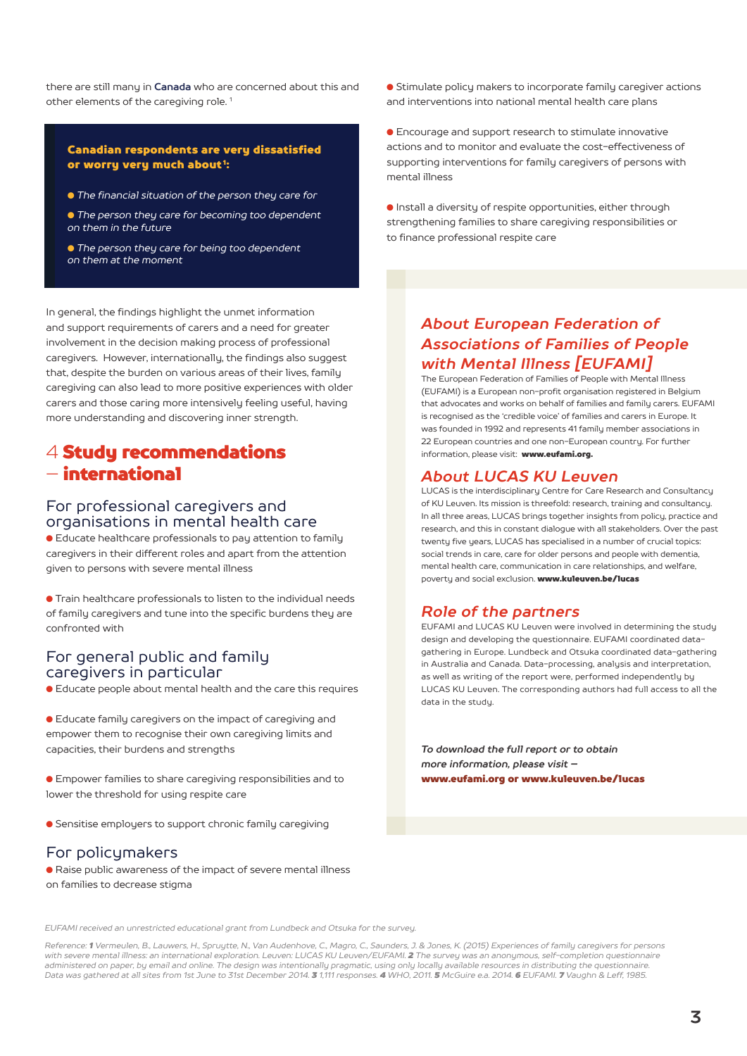there are still many in **Canada** who are concerned about this and other elements of the caregiving role. [1]

**Canadian respondents are very dissatisfied or worry very much about[1]:**

- *The financial situation of the person they care for*
- *The person they care for becoming too dependent on them in the future*
- *The person they care for being too dependent on them at the moment*

In general, the findings highlight the unmet information and support requirements of carers and a need for greater involvement in the decision making process of professional caregivers. However, internationally, the findings also suggest that, despite the burden on various areas of their lives, family caregiving can also lead to more positive experiences with older carers and those caring more intensively feeling useful, having more understanding and discovering inner strength.

## 4 Study recommendations – international

### For professional caregivers and organisations in mental health care

- Educate healthcare professionals to pay attention to family caregivers in their different roles and apart from the attention given to persons with severe mental illness
- Train healthcare professionals to listen to the individual needs of family caregivers and tune into the specific burdens they are confronted with

### For general public and family caregivers in particular

- Educate people about mental health and the care this requires
- Educate family caregivers on the impact of caregiving and empower them to recognise their own caregiving limits and capacities, their burdens and strengths
- Empower families to share caregiving responsibilities and to lower the threshold for using respite care
- Sensitise employers to support chronic family caregiving

### For policymakers

- Raise public awareness of the impact of severe mental illness on families to decrease stigma
- Stimulate policy makers to incorporate family caregiver actions and interventions into national mental health care plans
- Encourage and support research to stimulate innovative actions and to monitor and evaluate the cost-effectiveness of supporting interventions for family caregivers of persons with mental illness
- Install a diversity of respite opportunities, either through strengthening families to share caregiving responsibilities or to finance professional respite care

## About European Federation of Associations of Families of People with Mental Illness [EUFAMI]

The European Federation of Families of People with Mental Illness (EUFAMI) is a European non-profit organisation registered in Belgium that advocates and works on behalf of families and family carers. EUFAMI is recognised as the 'credible voice' of families and carers in Europe. It was founded in 1992 and represents 41 family member associations in 22 European countries and one non-European country. For further information, please visit: **www.eufami.org.**

## About LUCAS KU Leuven

LUCAS is the interdisciplinary Centre for Care Research and Consultancy of KU Leuven. Its mission is threefold: research, training and consultancy. In all three areas, LUCAS brings together insights from policy, practice and research, and this in constant dialogue with all stakeholders. Over the past twenty five years, LUCAS has specialised in a number of crucial topics: social trends in care, care for older persons and people with dementia, mental health care, communication in care relationships, and welfare, poverty and social exclusion. **www.kuleuven.be/lucas**

## Role of the partners

EUFAMI and LUCAS KU Leuven were involved in determining the study design and developing the questionnaire. EUFAMI coordinated data-gathering in Europe. Lundbeck and Otsuka coordinated data-gathering in Australia and Canada. Data-processing, analysis and interpretation, as well as writing of the report were, performed independently by LUCAS KU Leuven. The corresponding authors had full access to all the data in the study.

***To download the full report or to obtain more information, please visit – www.eufami.org or www.kuleuven.be/lucas***

*EUFAMI received an unrestricted educational grant from Lundbeck and Otsuka for the survey.*

*Reference: **1** Vermeulen, B., Lauwers, H., Spruytte, N., Van Audenhove, C., Magro, C., Saunders, J. & Jones, K. (2015) Experiences of family caregivers for persons with severe mental illness: an international exploration. Leuven: LUCAS KU Leuven/EUFAMI. **2** The survey was an anonymous, self-completion questionnaire administered on paper, by email and online. The design was intentionally pragmatic, using only locally available resources in distributing the questionnaire. Data was gathered at all sites from 1st June to 31st December 2014. **3** 1,111 responses. **4** WHO, 2011. **5** McGuire e.a. 2014. **6** EUFAMI. **7** Vaughn & Leff, 1985.*